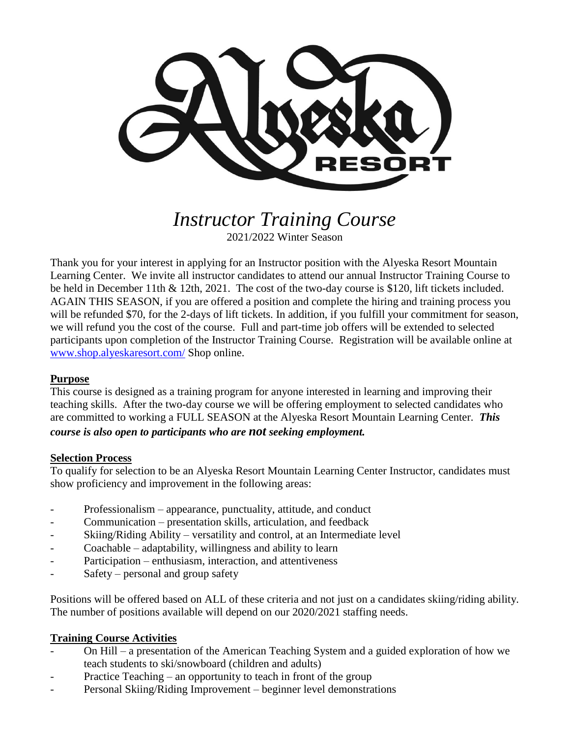# *Instructor Training Course*

2021/2022 Winter Season

Thank you for your interest in applying for an Instructor position with the Alyeska Resort Mountain Learning Center. We invite all instructor candidates to attend our annual Instructor Training Course to be held in December 11th & 12th, 2021. The cost of the two-day course is $120, lift tickets included. AGAIN THIS SEASON, if you are offered a position and complete the hiring and training process you will be refunded $70, for the 2-days of lift tickets. In addition, if you fulfill your commitment for season, we will refund you the cost of the course. Full and part-time job offers will be extended to selected participants upon completion of the Instructor Training Course. Registration will be available online at [www.shop.alyeskaresort.com/](www.shop.alyeskaresort.com/) Shop online.

## Purpose

This course is designed as a training program for anyone interested in learning and improving their teaching skills. After the two-day course we will be offering employment to selected candidates who are committed to working a FULL SEASON at the Alyeska Resort Mountain Learning Center. ***This course is also open to participants who are not seeking employment.***

## Selection Process

To qualify for selection to be an Alyeska Resort Mountain Learning Center Instructor, candidates must show proficiency and improvement in the following areas:

- Professionalism – appearance, punctuality, attitude, and conduct
- Communication – presentation skills, articulation, and feedback
- Skiing/Riding Ability – versatility and control, at an Intermediate level
- Coachable – adaptability, willingness and ability to learn
- Participation – enthusiasm, interaction, and attentiveness
- Safety – personal and group safety

Positions will be offered based on ALL of these criteria and not just on a candidates skiing/riding ability. The number of positions available will depend on our 2020/2021 staffing needs.

## Training Course Activities

- On Hill – a presentation of the American Teaching System and a guided exploration of how we teach students to ski/snowboard (children and adults)
- Practice Teaching – an opportunity to teach in front of the group
- Personal Skiing/Riding Improvement – beginner level demonstrations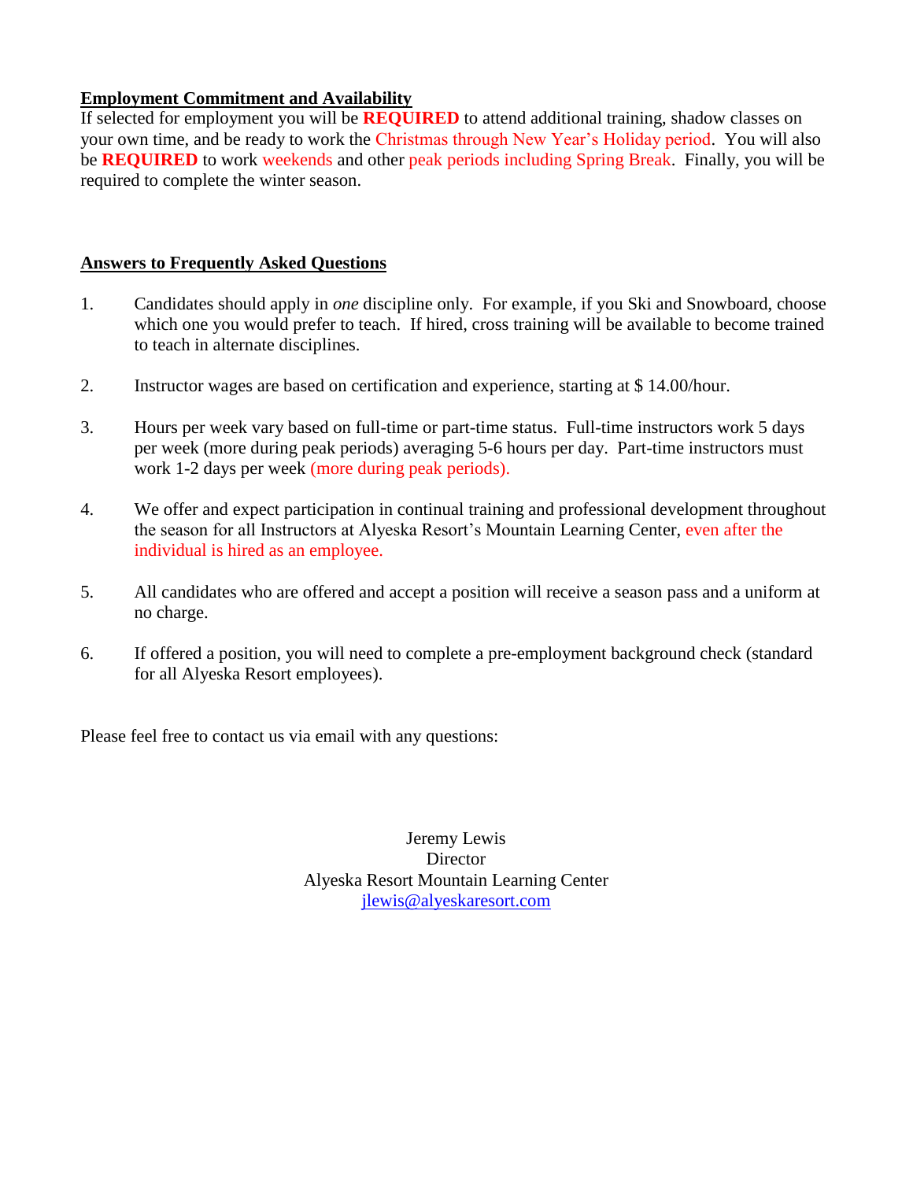**Employment Commitment and Availability**

If selected for employment you will be **REQUIRED** to attend additional training, shadow classes on your own time, and be ready to work the Christmas through New Year's Holiday period. You will also be **REQUIRED** to work weekends and other peak periods including Spring Break. Finally, you will be required to complete the winter season.

**Answers to Frequently Asked Questions**

1. Candidates should apply in *one* discipline only. For example, if you Ski and Snowboard, choose which one you would prefer to teach. If hired, cross training will be available to become trained to teach in alternate disciplines.

2. Instructor wages are based on certification and experience, starting at $ 14.00/hour.

3. Hours per week vary based on full-time or part-time status. Full-time instructors work 5 days per week (more during peak periods) averaging 5-6 hours per day. Part-time instructors must work 1-2 days per week (more during peak periods).

4. We offer and expect participation in continual training and professional development throughout the season for all Instructors at Alyeska Resort's Mountain Learning Center, even after the individual is hired as an employee.

5. All candidates who are offered and accept a position will receive a season pass and a uniform at no charge.

6. If offered a position, you will need to complete a pre-employment background check (standard for all Alyeska Resort employees).

Please feel free to contact us via email with any questions:

Jeremy Lewis
Director
Alyeska Resort Mountain Learning Center
jlewis@alyeskaresort.com